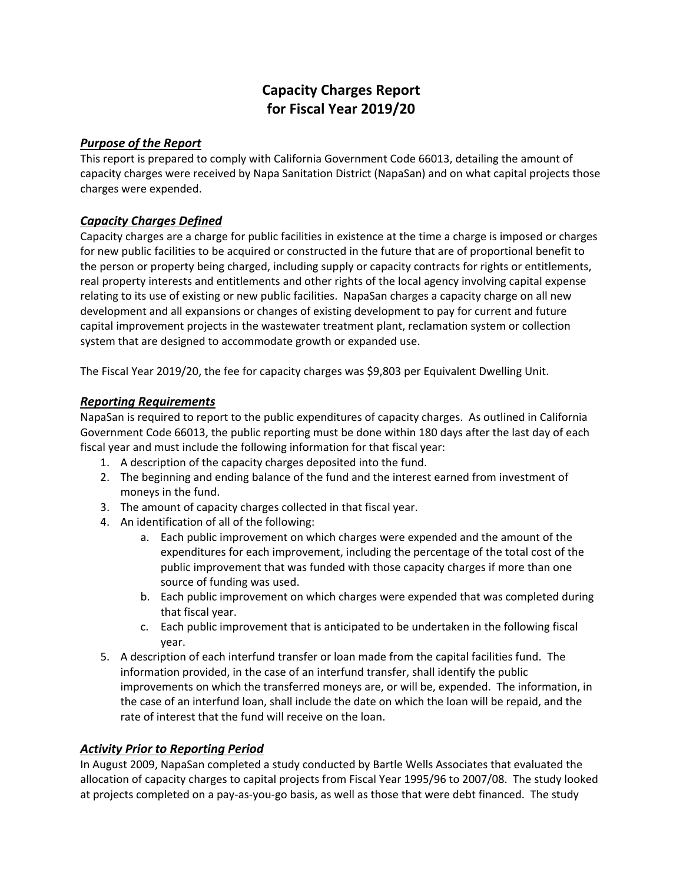# Capacity Charges Report
# for Fiscal Year 2019/20

## *Purpose of the Report*

This report is prepared to comply with California Government Code 66013, detailing the amount of capacity charges were received by Napa Sanitation District (NapaSan) and on what capital projects those charges were expended.

## *Capacity Charges Defined*

Capacity charges are a charge for public facilities in existence at the time a charge is imposed or charges for new public facilities to be acquired or constructed in the future that are of proportional benefit to the person or property being charged, including supply or capacity contracts for rights or entitlements, real property interests and entitlements and other rights of the local agency involving capital expense relating to its use of existing or new public facilities. NapaSan charges a capacity charge on all new development and all expansions or changes of existing development to pay for current and future capital improvement projects in the wastewater treatment plant, reclamation system or collection system that are designed to accommodate growth or expanded use.

The Fiscal Year 2019/20, the fee for capacity charges was $9,803 per Equivalent Dwelling Unit.

## *Reporting Requirements*

NapaSan is required to report to the public expenditures of capacity charges. As outlined in California Government Code 66013, the public reporting must be done within 180 days after the last day of each fiscal year and must include the following information for that fiscal year:

1. A description of the capacity charges deposited into the fund.
2. The beginning and ending balance of the fund and the interest earned from investment of moneys in the fund.
3. The amount of capacity charges collected in that fiscal year.
4. An identification of all of the following:
   a. Each public improvement on which charges were expended and the amount of the expenditures for each improvement, including the percentage of the total cost of the public improvement that was funded with those capacity charges if more than one source of funding was used.
   b. Each public improvement on which charges were expended that was completed during that fiscal year.
   c. Each public improvement that is anticipated to be undertaken in the following fiscal year.
5. A description of each interfund transfer or loan made from the capital facilities fund. The information provided, in the case of an interfund transfer, shall identify the public improvements on which the transferred moneys are, or will be, expended. The information, in the case of an interfund loan, shall include the date on which the loan will be repaid, and the rate of interest that the fund will receive on the loan.

## *Activity Prior to Reporting Period*

In August 2009, NapaSan completed a study conducted by Bartle Wells Associates that evaluated the allocation of capacity charges to capital projects from Fiscal Year 1995/96 to 2007/08. The study looked at projects completed on a pay-as-you-go basis, as well as those that were debt financed. The study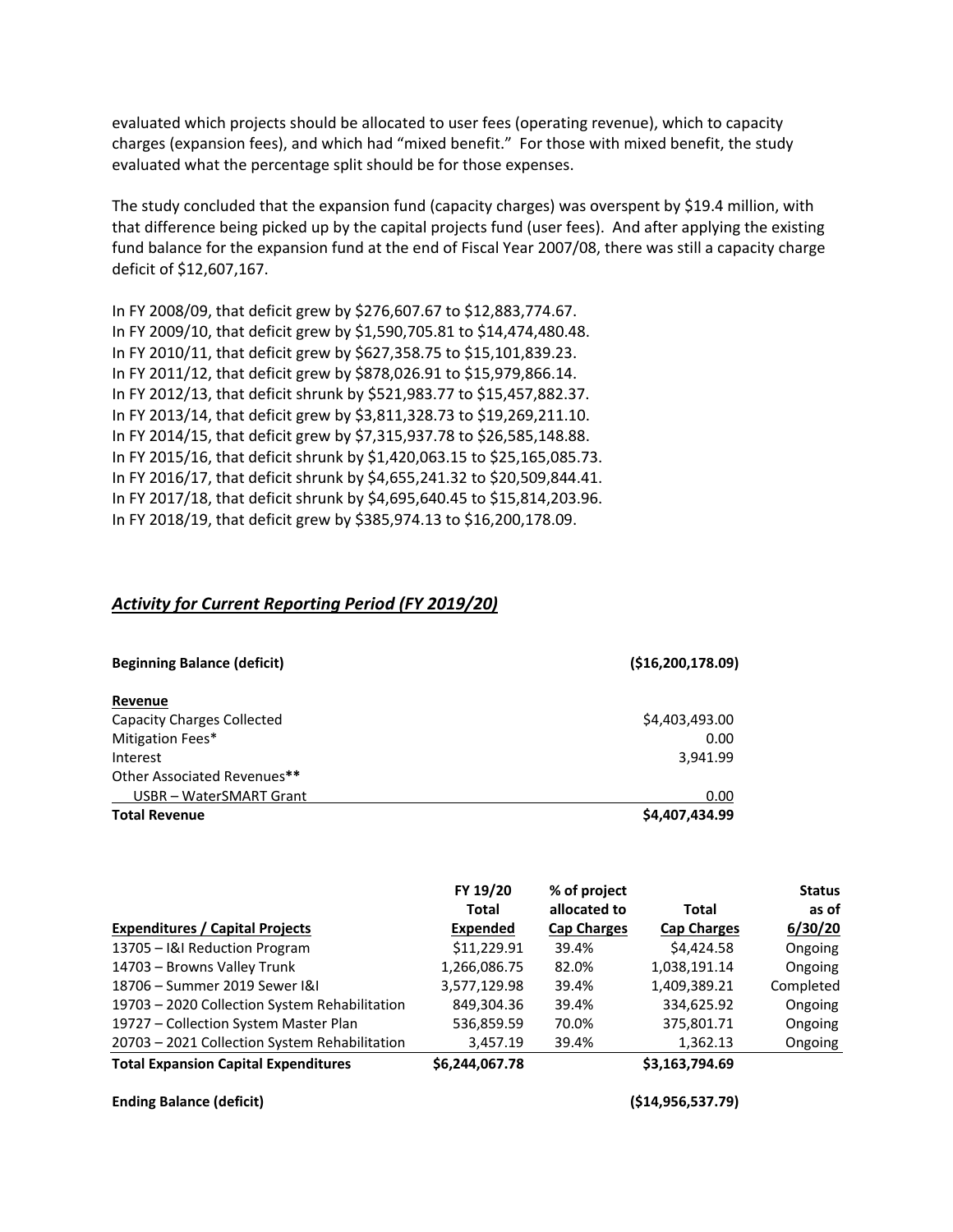evaluated which projects should be allocated to user fees (operating revenue), which to capacity charges (expansion fees), and which had "mixed benefit." For those with mixed benefit, the study evaluated what the percentage split should be for those expenses.

The study concluded that the expansion fund (capacity charges) was overspent by $19.4 million, with that difference being picked up by the capital projects fund (user fees). And after applying the existing fund balance for the expansion fund at the end of Fiscal Year 2007/08, there was still a capacity charge deficit of $12,607,167.

In FY 2008/09, that deficit grew by $276,607.67 to $12,883,774.67.
In FY 2009/10, that deficit grew by $1,590,705.81 to $14,474,480.48.
In FY 2010/11, that deficit grew by $627,358.75 to $15,101,839.23.
In FY 2011/12, that deficit grew by $878,026.91 to $15,979,866.14.
In FY 2012/13, that deficit shrunk by $521,983.77 to $15,457,882.37.
In FY 2013/14, that deficit grew by $3,811,328.73 to $19,269,211.10.
In FY 2014/15, that deficit grew by $7,315,937.78 to $26,585,148.88.
In FY 2015/16, that deficit shrunk by $1,420,063.15 to $25,165,085.73.
In FY 2016/17, that deficit shrunk by $4,655,241.32 to $20,509,844.41.
In FY 2017/18, that deficit shrunk by $4,695,640.45 to $15,814,203.96.
In FY 2018/19, that deficit grew by $385,974.13 to $16,200,178.09.

## ***Activity for Current Reporting Period (FY 2019/20)***

| | |
|---|---|
| **Beginning Balance (deficit)** | **($16,200,178.09)** |
| **Revenue** | |
| Capacity Charges Collected | $4,403,493.00 |
| Mitigation Fees* | 0.00 |
| Interest | 3,941.99 |
| Other Associated Revenues** | |
| USBR – WaterSMART Grant | 0.00 |
| **Total Revenue** | **$4,407,434.99** |

| **Expenditures / Capital Projects** | **FY 19/20 Total Expended** | **% of project allocated to Cap Charges** | **Total Cap Charges** | **Status as of 6/30/20** |
|---|---|---|---|---|
| 13705 – I&I Reduction Program | $11,229.91 | 39.4% | $4,424.58 | Ongoing |
| 14703 – Browns Valley Trunk | 1,266,086.75 | 82.0% | 1,038,191.14 | Ongoing |
| 18706 – Summer 2019 Sewer I&I | 3,577,129.98 | 39.4% | 1,409,389.21 | Completed |
| 19703 – 2020 Collection System Rehabilitation | 849,304.36 | 39.4% | 334,625.92 | Ongoing |
| 19727 – Collection System Master Plan | 536,859.59 | 70.0% | 375,801.71 | Ongoing |
| 20703 – 2021 Collection System Rehabilitation | 3,457.19 | 39.4% | 1,362.13 | Ongoing |
| **Total Expansion Capital Expenditures** | **$6,244,067.78** | | **$3,163,794.69** | |

**Ending Balance (deficit)** **($14,956,537.79)**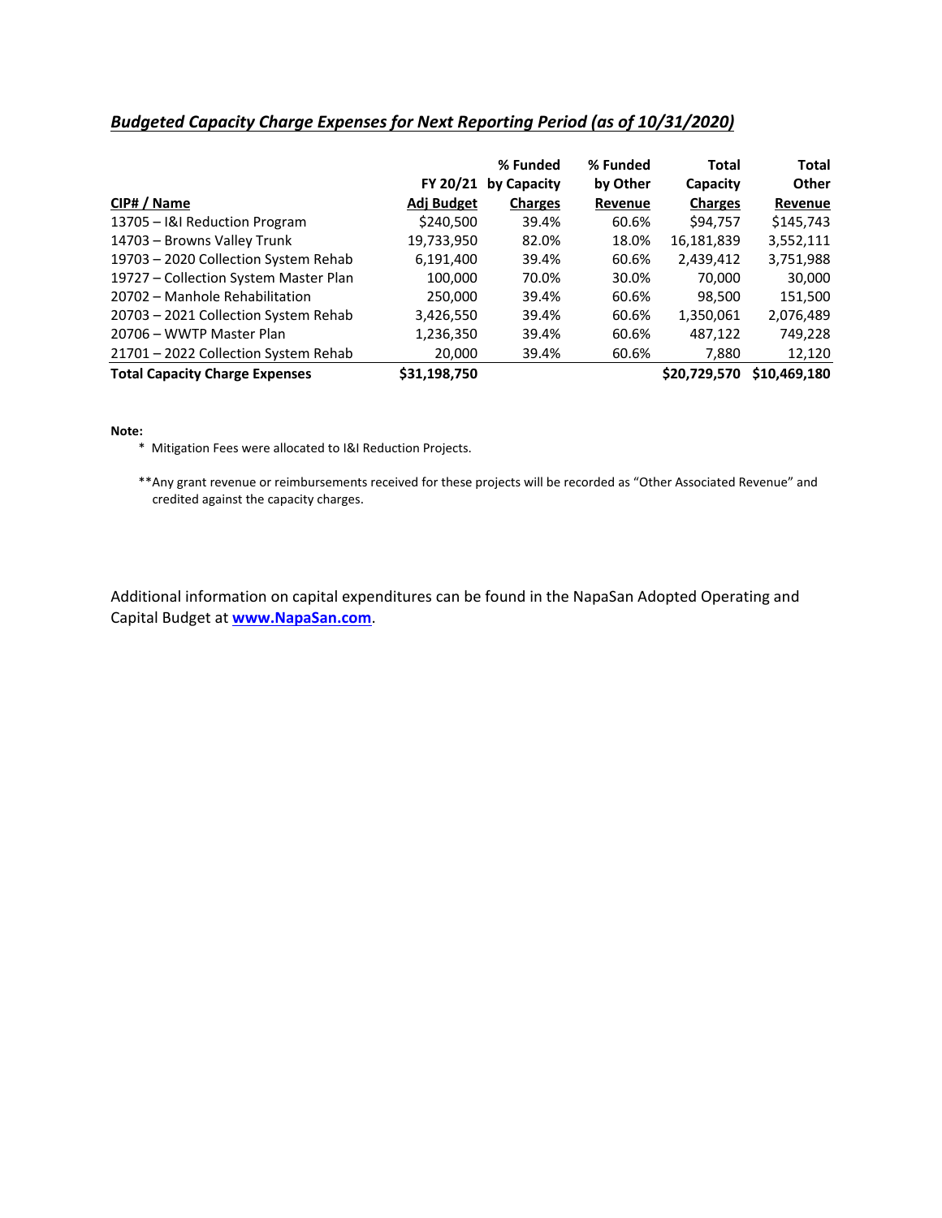## ***Budgeted Capacity Charge Expenses for Next Reporting Period (as of 10/31/2020)***

| CIP# / Name | FY 20/21 Adj Budget | % Funded by Capacity Charges | % Funded by Other Revenue | Total Capacity Charges | Total Other Revenue |
|---|---|---|---|---|---|
| 13705 – I&I Reduction Program | $240,500 | 39.4% | 60.6% | $94,757 | $145,743 |
| 14703 – Browns Valley Trunk | 19,733,950 | 82.0% | 18.0% | 16,181,839 | 3,552,111 |
| 19703 – 2020 Collection System Rehab | 6,191,400 | 39.4% | 60.6% | 2,439,412 | 3,751,988 |
| 19727 – Collection System Master Plan | 100,000 | 70.0% | 30.0% | 70,000 | 30,000 |
| 20702 – Manhole Rehabilitation | 250,000 | 39.4% | 60.6% | 98,500 | 151,500 |
| 20703 – 2021 Collection System Rehab | 3,426,550 | 39.4% | 60.6% | 1,350,061 | 2,076,489 |
| 20706 – WWTP Master Plan | 1,236,350 | 39.4% | 60.6% | 487,122 | 749,228 |
| 21701 – 2022 Collection System Rehab | 20,000 | 39.4% | 60.6% | 7,880 | 12,120 |
| **Total Capacity Charge Expenses** | **$31,198,750** | | | **$20,729,570** | **$10,469,180** |

**Note:**

\* Mitigation Fees were allocated to I&I Reduction Projects.

\*\*Any grant revenue or reimbursements received for these projects will be recorded as "Other Associated Revenue" and credited against the capacity charges.

Additional information on capital expenditures can be found in the NapaSan Adopted Operating and Capital Budget at **www.NapaSan.com**.